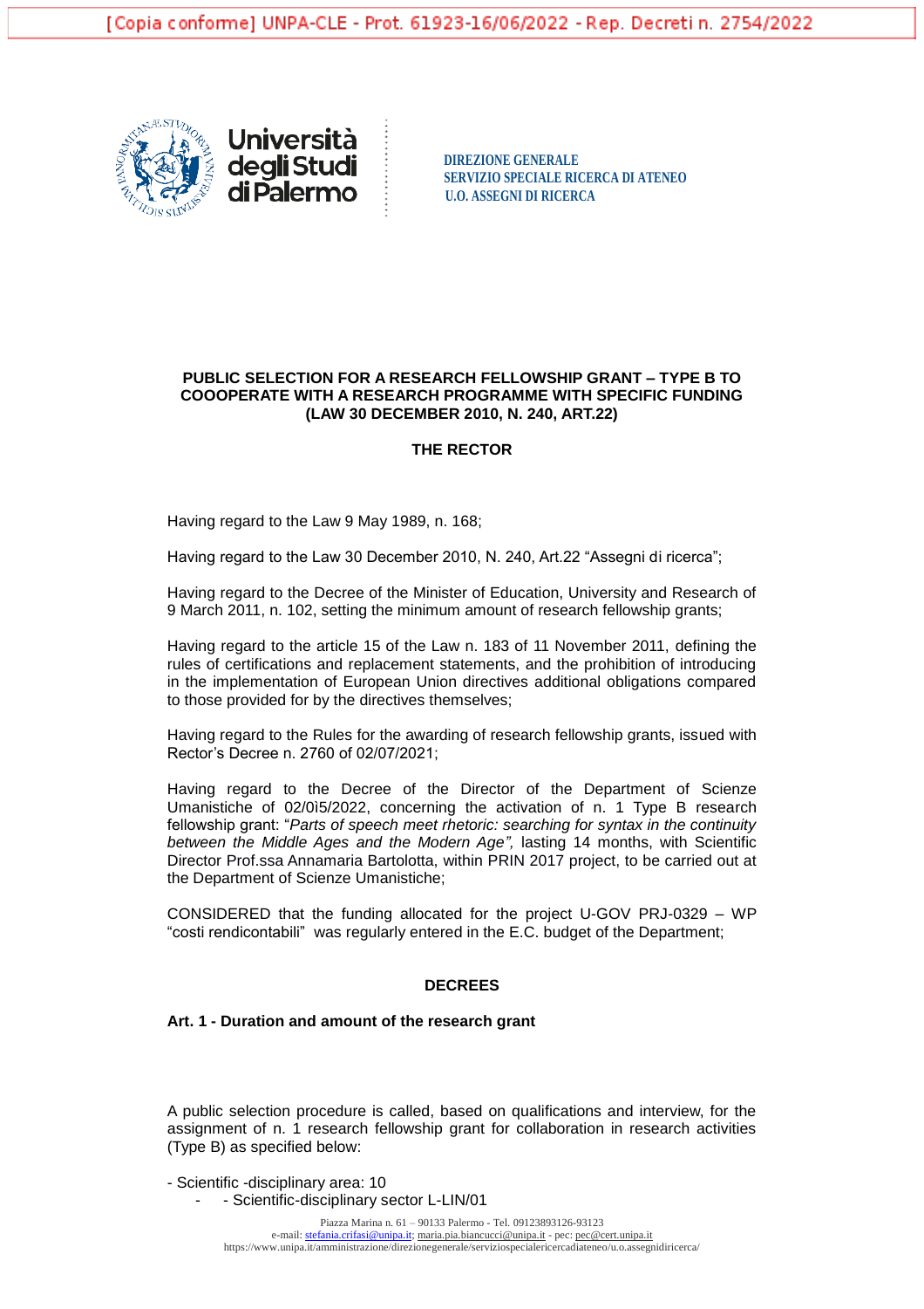[Copia conforme] UNPA-CLE - Prot. 61923-16/06/2022 - Rep. Decreti n. 2754/2022

Università degli Studi di Palermo

**DIREZIONE GENERALE**
**SERVIZIO SPECIALE RICERCA DI ATENEO**
**U.O. ASSEGNI DI RICERCA**

# PUBLIC SELECTION FOR A RESEARCH FELLOWSHIP GRANT – TYPE B TO COOOPERATE WITH A RESEARCH PROGRAMME WITH SPECIFIC FUNDING (LAW 30 DECEMBER 2010, N. 240, ART.22)

## THE RECTOR

Having regard to the Law 9 May 1989, n. 168;

Having regard to the Law 30 December 2010, N. 240, Art.22 "Assegni di ricerca";

Having regard to the Decree of the Minister of Education, University and Research of 9 March 2011, n. 102, setting the minimum amount of research fellowship grants;

Having regard to the article 15 of the Law n. 183 of 11 November 2011, defining the rules of certifications and replacement statements, and the prohibition of introducing in the implementation of European Union directives additional obligations compared to those provided for by the directives themselves;

Having regard to the Rules for the awarding of research fellowship grants, issued with Rector's Decree n. 2760 of 02/07/2021;

Having regard to the Decree of the Director of the Department of Scienze Umanistiche of 02/0ì5/2022, concerning the activation of n. 1 Type B research fellowship grant: "*Parts of speech meet rhetoric: searching for syntax in the continuity between the Middle Ages and the Modern Age",* lasting 14 months, with Scientific Director Prof.ssa Annamaria Bartolotta, within PRIN 2017 project, to be carried out at the Department of Scienze Umanistiche;

CONSIDERED that the funding allocated for the project U-GOV PRJ-0329 – WP "costi rendicontabili" was regularly entered in the E.C. budget of the Department;

## DECREES

### Art. 1 - Duration and amount of the research grant

A public selection procedure is called, based on qualifications and interview, for the assignment of n. 1 research fellowship grant for collaboration in research activities (Type B) as specified below:

- Scientific -disciplinary area: 10
    - - Scientific-disciplinary sector L-LIN/01

Piazza Marina n. 61 – 90133 Palermo - Tel. 09123893126-93123
e-mail: stefania.crifasi@unipa.it; maria.pia.biancucci@unipa.it - pec: pec@cert.unipa.it
https://www.unipa.it/amministrazione/direzionegenerale/serviziospecialericercadiateneo/u.o.assegnidiricerca/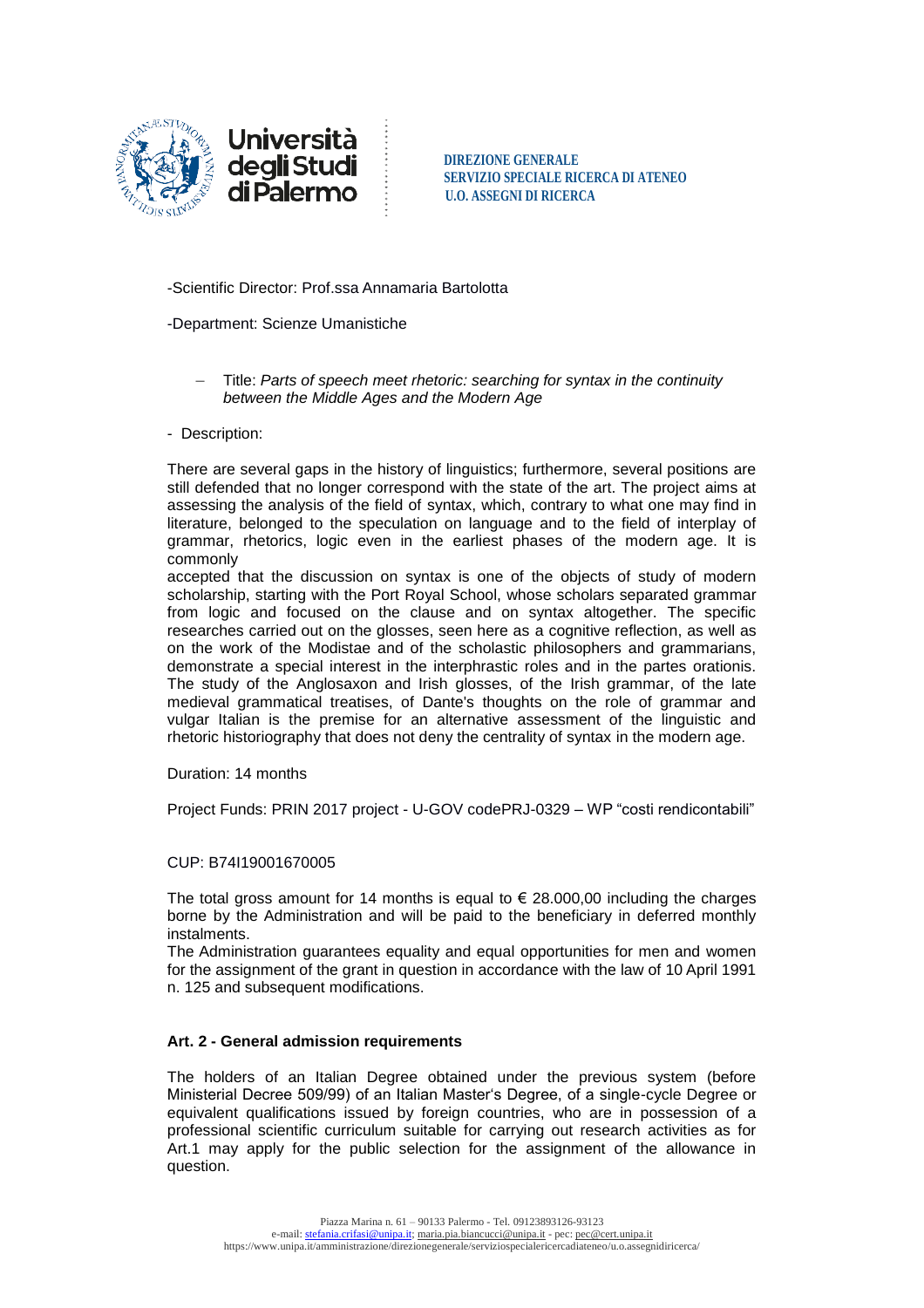-Scientific Director: Prof.ssa Annamaria Bartolotta

-Department: Scienze Umanistiche

- Title: *Parts of speech meet rhetoric: searching for syntax in the continuity between the Middle Ages and the Modern Age*

- Description:

There are several gaps in the history of linguistics; furthermore, several positions are still defended that no longer correspond with the state of the art. The project aims at assessing the analysis of the field of syntax, which, contrary to what one may find in literature, belonged to the speculation on language and to the field of interplay of grammar, rhetorics, logic even in the earliest phases of the modern age. It is commonly accepted that the discussion on syntax is one of the objects of study of modern scholarship, starting with the Port Royal School, whose scholars separated grammar from logic and focused on the clause and on syntax altogether. The specific researches carried out on the glosses, seen here as a cognitive reflection, as well as on the work of the Modistae and of the scholastic philosophers and grammarians, demonstrate a special interest in the interphrastic roles and in the partes orationis. The study of the Anglosaxon and Irish glosses, of the Irish grammar, of the late medieval grammatical treatises, of Dante's thoughts on the role of grammar and vulgar Italian is the premise for an alternative assessment of the linguistic and rhetoric historiography that does not deny the centrality of syntax in the modern age.

Duration: 14 months

Project Funds: PRIN 2017 project - U-GOV codePRJ-0329 – WP "costi rendicontabili"

CUP: B74I19001670005

The total gross amount for 14 months is equal to € 28.000,00 including the charges borne by the Administration and will be paid to the beneficiary in deferred monthly instalments.
The Administration guarantees equality and equal opportunities for men and women for the assignment of the grant in question in accordance with the law of 10 April 1991 n. 125 and subsequent modifications.

**Art. 2 - General admission requirements**

The holders of an Italian Degree obtained under the previous system (before Ministerial Decree 509/99) of an Italian Master's Degree, of a single-cycle Degree or equivalent qualifications issued by foreign countries, who are in possession of a professional scientific curriculum suitable for carrying out research activities as for Art.1 may apply for the public selection for the assignment of the allowance in question.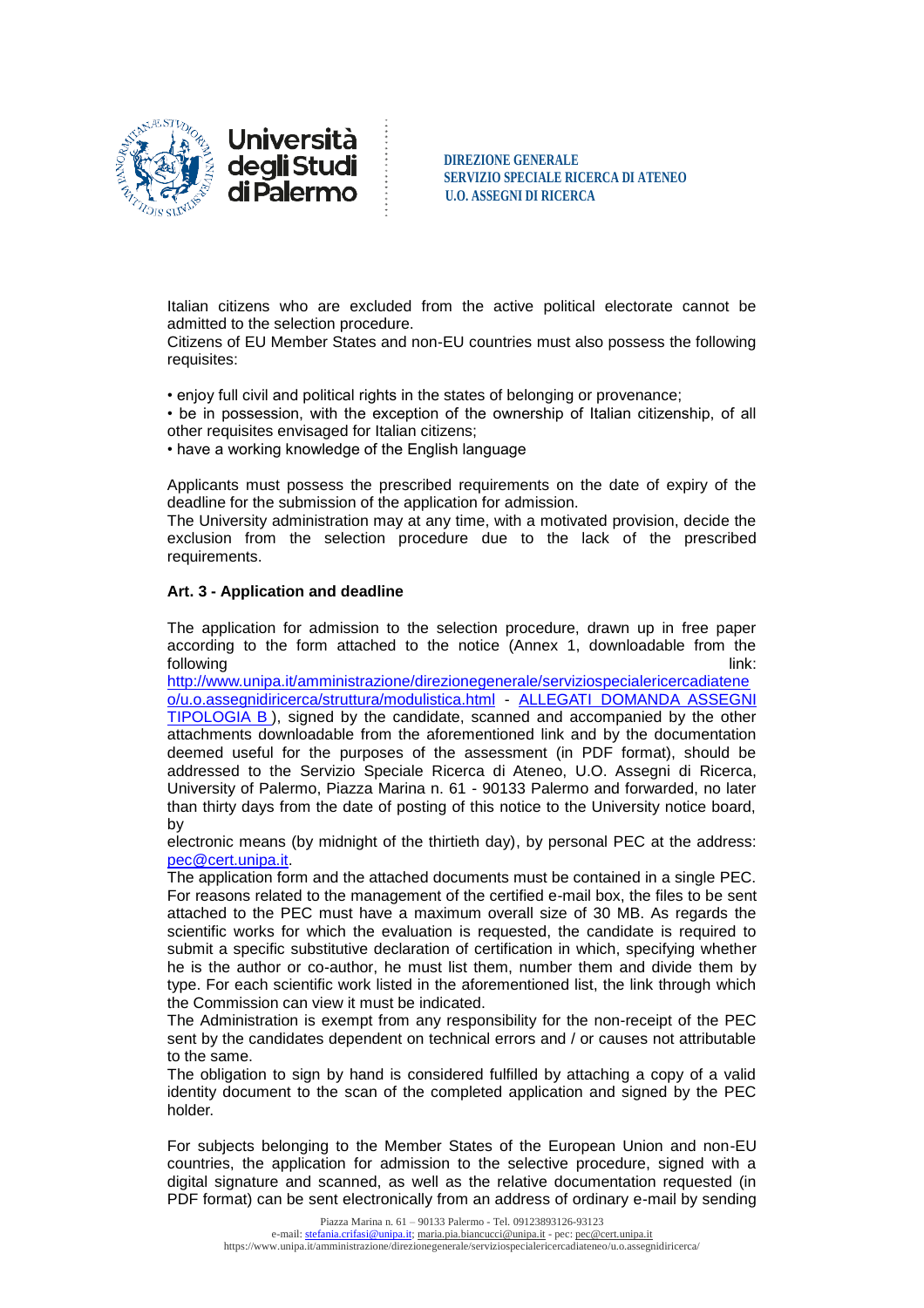Italian citizens who are excluded from the active political electorate cannot be admitted to the selection procedure.

Citizens of EU Member States and non-EU countries must also possess the following requisites:

• enjoy full civil and political rights in the states of belonging or provenance;

• be in possession, with the exception of the ownership of Italian citizenship, of all other requisites envisaged for Italian citizens;

• have a working knowledge of the English language

Applicants must possess the prescribed requirements on the date of expiry of the deadline for the submission of the application for admission.

The University administration may at any time, with a motivated provision, decide the exclusion from the selection procedure due to the lack of the prescribed requirements.

**Art. 3 - Application and deadline**

The application for admission to the selection procedure, drawn up in free paper according to the form attached to the notice (Annex 1, downloadable from the following link: http://www.unipa.it/amministrazione/direzionegenerale/serviziospecialericercadiateneo/u.o.assegnidiricerca/struttura/modulistica.html - ALLEGATI DOMANDA ASSEGNI TIPOLOGIA B ), signed by the candidate, scanned and accompanied by the other attachments downloadable from the aforementioned link and by the documentation deemed useful for the purposes of the assessment (in PDF format), should be addressed to the Servizio Speciale Ricerca di Ateneo, U.O. Assegni di Ricerca, University of Palermo, Piazza Marina n. 61 - 90133 Palermo and forwarded, no later than thirty days from the date of posting of this notice to the University notice board, by electronic means (by midnight of the thirtieth day), by personal PEC at the address: pec@cert.unipa.it.

The application form and the attached documents must be contained in a single PEC. For reasons related to the management of the certified e-mail box, the files to be sent attached to the PEC must have a maximum overall size of 30 MB. As regards the scientific works for which the evaluation is requested, the candidate is required to submit a specific substitutive declaration of certification in which, specifying whether he is the author or co-author, he must list them, number them and divide them by type. For each scientific work listed in the aforementioned list, the link through which the Commission can view it must be indicated.

The Administration is exempt from any responsibility for the non-receipt of the PEC sent by the candidates dependent on technical errors and / or causes not attributable to the same.

The obligation to sign by hand is considered fulfilled by attaching a copy of a valid identity document to the scan of the completed application and signed by the PEC holder.

For subjects belonging to the Member States of the European Union and non-EU countries, the application for admission to the selective procedure, signed with a digital signature and scanned, as well as the relative documentation requested (in PDF format) can be sent electronically from an address of ordinary e-mail by sending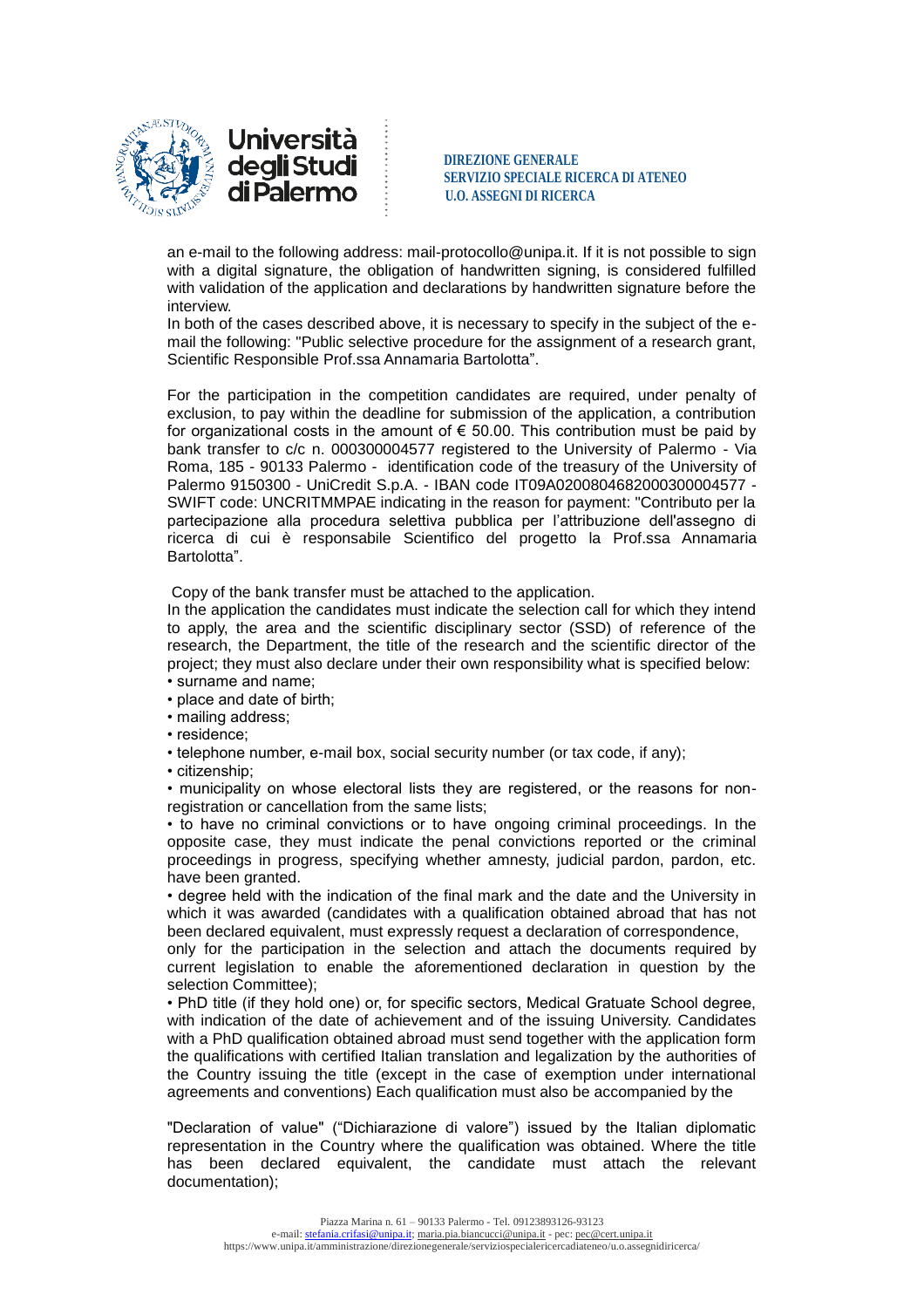an e-mail to the following address: mail-protocollo@unipa.it. If it is not possible to sign with a digital signature, the obligation of handwritten signing, is considered fulfilled with validation of the application and declarations by handwritten signature before the interview.

In both of the cases described above, it is necessary to specify in the subject of the e-mail the following: "Public selective procedure for the assignment of a research grant, Scientific Responsible Prof.ssa Annamaria Bartolotta".

For the participation in the competition candidates are required, under penalty of exclusion, to pay within the deadline for submission of the application, a contribution for organizational costs in the amount of € 50.00. This contribution must be paid by bank transfer to c/c n. 000300004577 registered to the University of Palermo - Via Roma, 185 - 90133 Palermo - identification code of the treasury of the University of Palermo 9150300 - UniCredit S.p.A. - IBAN code IT09A0200804682000300004577 - SWIFT code: UNCRITMMPAE indicating in the reason for payment: "Contributo per la partecipazione alla procedura selettiva pubblica per l'attribuzione dell'assegno di ricerca di cui è responsabile Scientifico del progetto la Prof.ssa Annamaria Bartolotta".

Copy of the bank transfer must be attached to the application.

In the application the candidates must indicate the selection call for which they intend to apply, the area and the scientific disciplinary sector (SSD) of reference of the research, the Department, the title of the research and the scientific director of the project; they must also declare under their own responsibility what is specified below:

- surname and name;
- place and date of birth;
- mailing address;
- residence;
- telephone number, e-mail box, social security number (or tax code, if any);
- citizenship;
- municipality on whose electoral lists they are registered, or the reasons for non-registration or cancellation from the same lists;
- to have no criminal convictions or to have ongoing criminal proceedings. In the opposite case, they must indicate the penal convictions reported or the criminal proceedings in progress, specifying whether amnesty, judicial pardon, pardon, etc. have been granted.
- degree held with the indication of the final mark and the date and the University in which it was awarded (candidates with a qualification obtained abroad that has not been declared equivalent, must expressly request a declaration of correspondence, only for the participation in the selection and attach the documents required by current legislation to enable the aforementioned declaration in question by the selection Committee);
- PhD title (if they hold one) or, for specific sectors, Medical Gratuate School degree, with indication of the date of achievement and of the issuing University. Candidates with a PhD qualification obtained abroad must send together with the application form the qualifications with certified Italian translation and legalization by the authorities of the Country issuing the title (except in the case of exemption under international agreements and conventions) Each qualification must also be accompanied by the "Declaration of value" ("Dichiarazione di valore") issued by the Italian diplomatic representation in the Country where the qualification was obtained. Where the title has been declared equivalent, the candidate must attach the relevant documentation);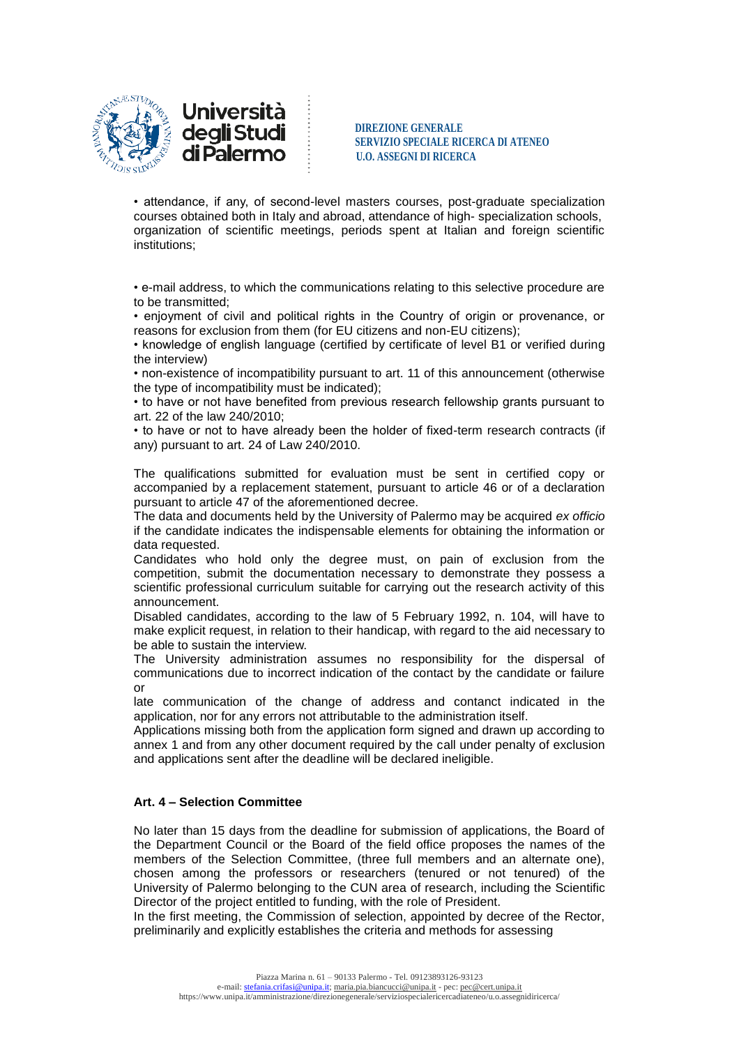• attendance, if any, of second-level masters courses, post-graduate specialization courses obtained both in Italy and abroad, attendance of high- specialization schools, organization of scientific meetings, periods spent at Italian and foreign scientific institutions;

• e-mail address, to which the communications relating to this selective procedure are to be transmitted;
• enjoyment of civil and political rights in the Country of origin or provenance, or reasons for exclusion from them (for EU citizens and non-EU citizens);
• knowledge of english language (certified by certificate of level B1 or verified during the interview)
• non-existence of incompatibility pursuant to art. 11 of this announcement (otherwise the type of incompatibility must be indicated);
• to have or not have benefited from previous research fellowship grants pursuant to art. 22 of the law 240/2010;
• to have or not to have already been the holder of fixed-term research contracts (if any) pursuant to art. 24 of Law 240/2010.

The qualifications submitted for evaluation must be sent in certified copy or accompanied by a replacement statement, pursuant to article 46 or of a declaration pursuant to article 47 of the aforementioned decree.
The data and documents held by the University of Palermo may be acquired *ex officio* if the candidate indicates the indispensable elements for obtaining the information or data requested.
Candidates who hold only the degree must, on pain of exclusion from the competition, submit the documentation necessary to demonstrate they possess a scientific professional curriculum suitable for carrying out the research activity of this announcement.
Disabled candidates, according to the law of 5 February 1992, n. 104, will have to make explicit request, in relation to their handicap, with regard to the aid necessary to be able to sustain the interview.
The University administration assumes no responsibility for the dispersal of communications due to incorrect indication of the contact by the candidate or failure or
late communication of the change of address and contanct indicated in the application, nor for any errors not attributable to the administration itself.
Applications missing both from the application form signed and drawn up according to annex 1 and from any other document required by the call under penalty of exclusion and applications sent after the deadline will be declared ineligible.

**Art. 4 – Selection Committee**

No later than 15 days from the deadline for submission of applications, the Board of the Department Council or the Board of the field office proposes the names of the members of the Selection Committee, (three full members and an alternate one), chosen among the professors or researchers (tenured or not tenured) of the University of Palermo belonging to the CUN area of research, including the Scientific Director of the project entitled to funding, with the role of President.
In the first meeting, the Commission of selection, appointed by decree of the Rector, preliminarily and explicitly establishes the criteria and methods for assessing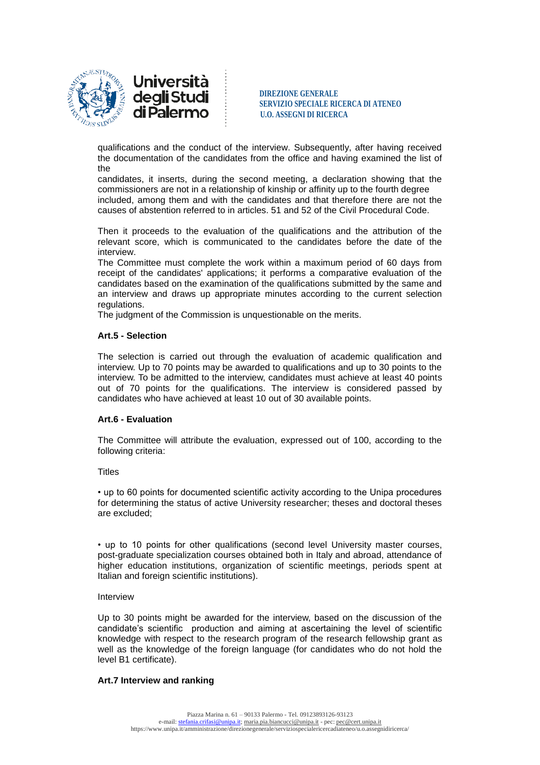qualifications and the conduct of the interview. Subsequently, after having received the documentation of the candidates from the office and having examined the list of the

candidates, it inserts, during the second meeting, a declaration showing that the commissioners are not in a relationship of kinship or affinity up to the fourth degree included, among them and with the candidates and that therefore there are not the causes of abstention referred to in articles. 51 and 52 of the Civil Procedural Code.

Then it proceeds to the evaluation of the qualifications and the attribution of the relevant score, which is communicated to the candidates before the date of the interview.

The Committee must complete the work within a maximum period of 60 days from receipt of the candidates' applications; it performs a comparative evaluation of the candidates based on the examination of the qualifications submitted by the same and an interview and draws up appropriate minutes according to the current selection regulations.

The judgment of the Commission is unquestionable on the merits.

**Art.5 - Selection**

The selection is carried out through the evaluation of academic qualification and interview. Up to 70 points may be awarded to qualifications and up to 30 points to the interview. To be admitted to the interview, candidates must achieve at least 40 points out of 70 points for the qualifications. The interview is considered passed by candidates who have achieved at least 10 out of 30 available points.

**Art.6 - Evaluation**

The Committee will attribute the evaluation, expressed out of 100, according to the following criteria:

Titles

• up to 60 points for documented scientific activity according to the Unipa procedures for determining the status of active University researcher; theses and doctoral theses are excluded;

• up to 10 points for other qualifications (second level University master courses, post-graduate specialization courses obtained both in Italy and abroad, attendance of higher education institutions, organization of scientific meetings, periods spent at Italian and foreign scientific institutions).

Interview

Up to 30 points might be awarded for the interview, based on the discussion of the candidate's scientific production and aiming at ascertaining the level of scientific knowledge with respect to the research program of the research fellowship grant as well as the knowledge of the foreign language (for candidates who do not hold the level B1 certificate).

**Art.7 Interview and ranking**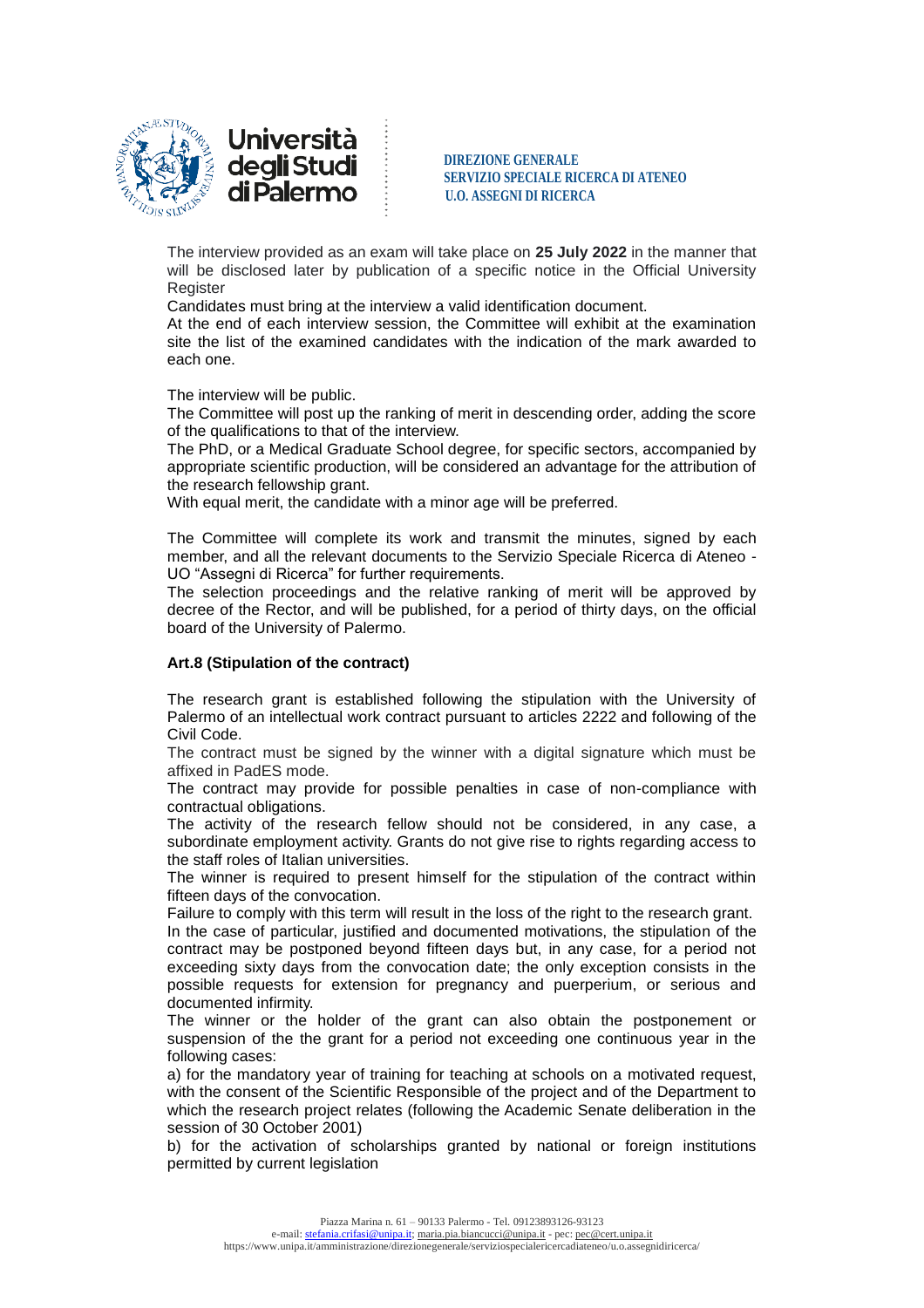The interview provided as an exam will take place on **25 July 2022** in the manner that will be disclosed later by publication of a specific notice in the Official University Register

Candidates must bring at the interview a valid identification document.

At the end of each interview session, the Committee will exhibit at the examination site the list of the examined candidates with the indication of the mark awarded to each one.

The interview will be public.

The Committee will post up the ranking of merit in descending order, adding the score of the qualifications to that of the interview.

The PhD, or a Medical Graduate School degree, for specific sectors, accompanied by appropriate scientific production, will be considered an advantage for the attribution of the research fellowship grant.

With equal merit, the candidate with a minor age will be preferred.

The Committee will complete its work and transmit the minutes, signed by each member, and all the relevant documents to the Servizio Speciale Ricerca di Ateneo - UO "Assegni di Ricerca" for further requirements.

The selection proceedings and the relative ranking of merit will be approved by decree of the Rector, and will be published, for a period of thirty days, on the official board of the University of Palermo.

**Art.8 (Stipulation of the contract)**

The research grant is established following the stipulation with the University of Palermo of an intellectual work contract pursuant to articles 2222 and following of the Civil Code.

The contract must be signed by the winner with a digital signature which must be affixed in PadES mode.

The contract may provide for possible penalties in case of non-compliance with contractual obligations.

The activity of the research fellow should not be considered, in any case, a subordinate employment activity. Grants do not give rise to rights regarding access to the staff roles of Italian universities.

The winner is required to present himself for the stipulation of the contract within fifteen days of the convocation.

Failure to comply with this term will result in the loss of the right to the research grant.

In the case of particular, justified and documented motivations, the stipulation of the contract may be postponed beyond fifteen days but, in any case, for a period not exceeding sixty days from the convocation date; the only exception consists in the possible requests for extension for pregnancy and puerperium, or serious and documented infirmity.

The winner or the holder of the grant can also obtain the postponement or suspension of the the grant for a period not exceeding one continuous year in the following cases:

a) for the mandatory year of training for teaching at schools on a motivated request, with the consent of the Scientific Responsible of the project and of the Department to which the research project relates (following the Academic Senate deliberation in the session of 30 October 2001)

b) for the activation of scholarships granted by national or foreign institutions permitted by current legislation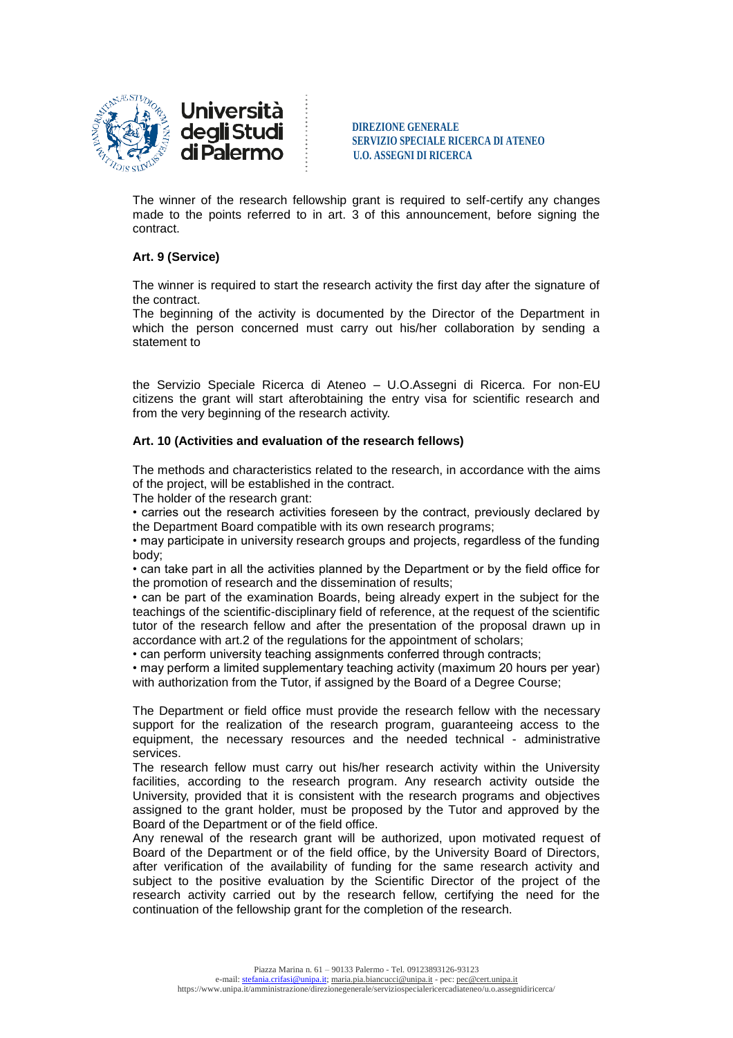The winner of the research fellowship grant is required to self-certify any changes made to the points referred to in art. 3 of this announcement, before signing the contract.

**Art. 9 (Service)**

The winner is required to start the research activity the first day after the signature of the contract.
The beginning of the activity is documented by the Director of the Department in which the person concerned must carry out his/her collaboration by sending a statement to

the Servizio Speciale Ricerca di Ateneo – U.O.Assegni di Ricerca. For non-EU citizens the grant will start afterobtaining the entry visa for scientific research and from the very beginning of the research activity.

**Art. 10 (Activities and evaluation of the research fellows)**

The methods and characteristics related to the research, in accordance with the aims of the project, will be established in the contract.
The holder of the research grant:

- carries out the research activities foreseen by the contract, previously declared by the Department Board compatible with its own research programs;
- may participate in university research groups and projects, regardless of the funding body;
- can take part in all the activities planned by the Department or by the field office for the promotion of research and the dissemination of results;
- can be part of the examination Boards, being already expert in the subject for the teachings of the scientific-disciplinary field of reference, at the request of the scientific tutor of the research fellow and after the presentation of the proposal drawn up in accordance with art.2 of the regulations for the appointment of scholars;
- can perform university teaching assignments conferred through contracts;
- may perform a limited supplementary teaching activity (maximum 20 hours per year) with authorization from the Tutor, if assigned by the Board of a Degree Course;

The Department or field office must provide the research fellow with the necessary support for the realization of the research program, guaranteeing access to the equipment, the necessary resources and the needed technical - administrative services.
The research fellow must carry out his/her research activity within the University facilities, according to the research program. Any research activity outside the University, provided that it is consistent with the research programs and objectives assigned to the grant holder, must be proposed by the Tutor and approved by the Board of the Department or of the field office.
Any renewal of the research grant will be authorized, upon motivated request of Board of the Department or of the field office, by the University Board of Directors, after verification of the availability of funding for the same research activity and subject to the positive evaluation by the Scientific Director of the project of the research activity carried out by the research fellow, certifying the need for the continuation of the fellowship grant for the completion of the research.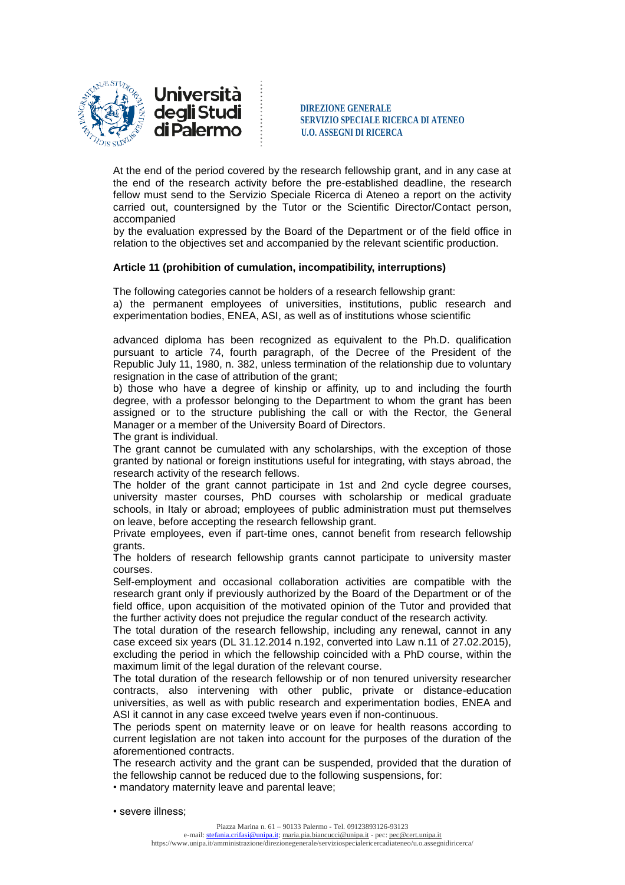At the end of the period covered by the research fellowship grant, and in any case at the end of the research activity before the pre-established deadline, the research fellow must send to the Servizio Speciale Ricerca di Ateneo a report on the activity carried out, countersigned by the Tutor or the Scientific Director/Contact person, accompanied by the evaluation expressed by the Board of the Department or of the field office in relation to the objectives set and accompanied by the relevant scientific production.

**Article 11 (prohibition of cumulation, incompatibility, interruptions)**

The following categories cannot be holders of a research fellowship grant:

a) the permanent employees of universities, institutions, public research and experimentation bodies, ENEA, ASI, as well as of institutions whose scientific advanced diploma has been recognized as equivalent to the Ph.D. qualification pursuant to article 74, fourth paragraph, of the Decree of the President of the Republic July 11, 1980, n. 382, unless termination of the relationship due to voluntary resignation in the case of attribution of the grant;

b) those who have a degree of kinship or affinity, up to and including the fourth degree, with a professor belonging to the Department to whom the grant has been assigned or to the structure publishing the call or with the Rector, the General Manager or a member of the University Board of Directors.

The grant is individual.

The grant cannot be cumulated with any scholarships, with the exception of those granted by national or foreign institutions useful for integrating, with stays abroad, the research activity of the research fellows.

The holder of the grant cannot participate in 1st and 2nd cycle degree courses, university master courses, PhD courses with scholarship or medical graduate schools, in Italy or abroad; employees of public administration must put themselves on leave, before accepting the research fellowship grant.

Private employees, even if part-time ones, cannot benefit from research fellowship grants.

The holders of research fellowship grants cannot participate to university master courses.

Self-employment and occasional collaboration activities are compatible with the research grant only if previously authorized by the Board of the Department or of the field office, upon acquisition of the motivated opinion of the Tutor and provided that the further activity does not prejudice the regular conduct of the research activity.

The total duration of the research fellowship, including any renewal, cannot in any case exceed six years (DL 31.12.2014 n.192, converted into Law n.11 of 27.02.2015), excluding the period in which the fellowship coincided with a PhD course, within the maximum limit of the legal duration of the relevant course.

The total duration of the research fellowship or of non tenured university researcher contracts, also intervening with other public, private or distance-education universities, as well as with public research and experimentation bodies, ENEA and ASI it cannot in any case exceed twelve years even if non-continuous.

The periods spent on maternity leave or on leave for health reasons according to current legislation are not taken into account for the purposes of the duration of the aforementioned contracts.

The research activity and the grant can be suspended, provided that the duration of the fellowship cannot be reduced due to the following suspensions, for:

- mandatory maternity leave and parental leave;
- severe illness;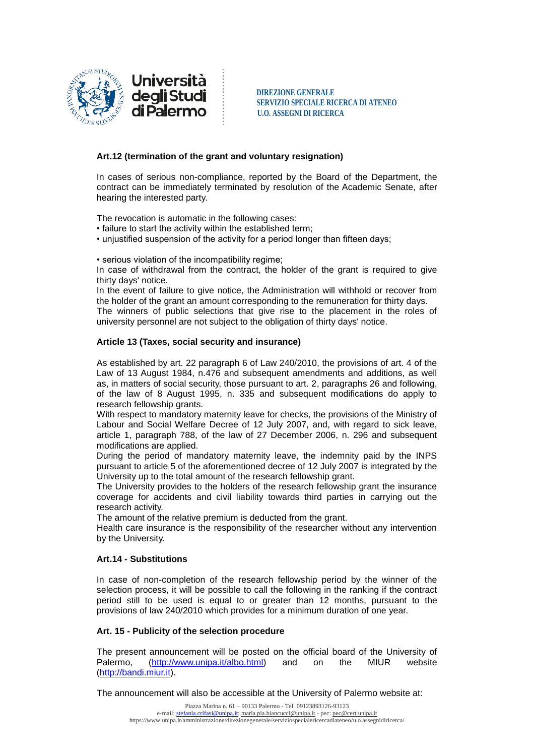**Art.12 (termination of the grant and voluntary resignation)**

In cases of serious non-compliance, reported by the Board of the Department, the contract can be immediately terminated by resolution of the Academic Senate, after hearing the interested party.

The revocation is automatic in the following cases:
- failure to start the activity within the established term;
- unjustified suspension of the activity for a period longer than fifteen days;

- serious violation of the incompatibility regime;

In case of withdrawal from the contract, the holder of the grant is required to give thirty days' notice.
In the event of failure to give notice, the Administration will withhold or recover from the holder of the grant an amount corresponding to the remuneration for thirty days.
The winners of public selections that give rise to the placement in the roles of university personnel are not subject to the obligation of thirty days' notice.

**Article 13 (Taxes, social security and insurance)**

As established by art. 22 paragraph 6 of Law 240/2010, the provisions of art. 4 of the Law of 13 August 1984, n.476 and subsequent amendments and additions, as well as, in matters of social security, those pursuant to art. 2, paragraphs 26 and following, of the law of 8 August 1995, n. 335 and subsequent modifications do apply to research fellowship grants.
With respect to mandatory maternity leave for checks, the provisions of the Ministry of Labour and Social Welfare Decree of 12 July 2007, and, with regard to sick leave, article 1, paragraph 788, of the law of 27 December 2006, n. 296 and subsequent modifications are applied.
During the period of mandatory maternity leave, the indemnity paid by the INPS pursuant to article 5 of the aforementioned decree of 12 July 2007 is integrated by the University up to the total amount of the research fellowship grant.
The University provides to the holders of the research fellowship grant the insurance coverage for accidents and civil liability towards third parties in carrying out the research activity.
The amount of the relative premium is deducted from the grant.
Health care insurance is the responsibility of the researcher without any intervention by the University.

**Art.14 - Substitutions**

In case of non-completion of the research fellowship period by the winner of the selection process, it will be possible to call the following in the ranking if the contract period still to be used is equal to or greater than 12 months, pursuant to the provisions of law 240/2010 which provides for a minimum duration of one year.

**Art. 15 - Publicity of the selection procedure**

The present announcement will be posted on the official board of the University of Palermo, (http://www.unipa.it/albo.html) and on the MIUR website (http://bandi.miur.it).

The announcement will also be accessible at the University of Palermo website at: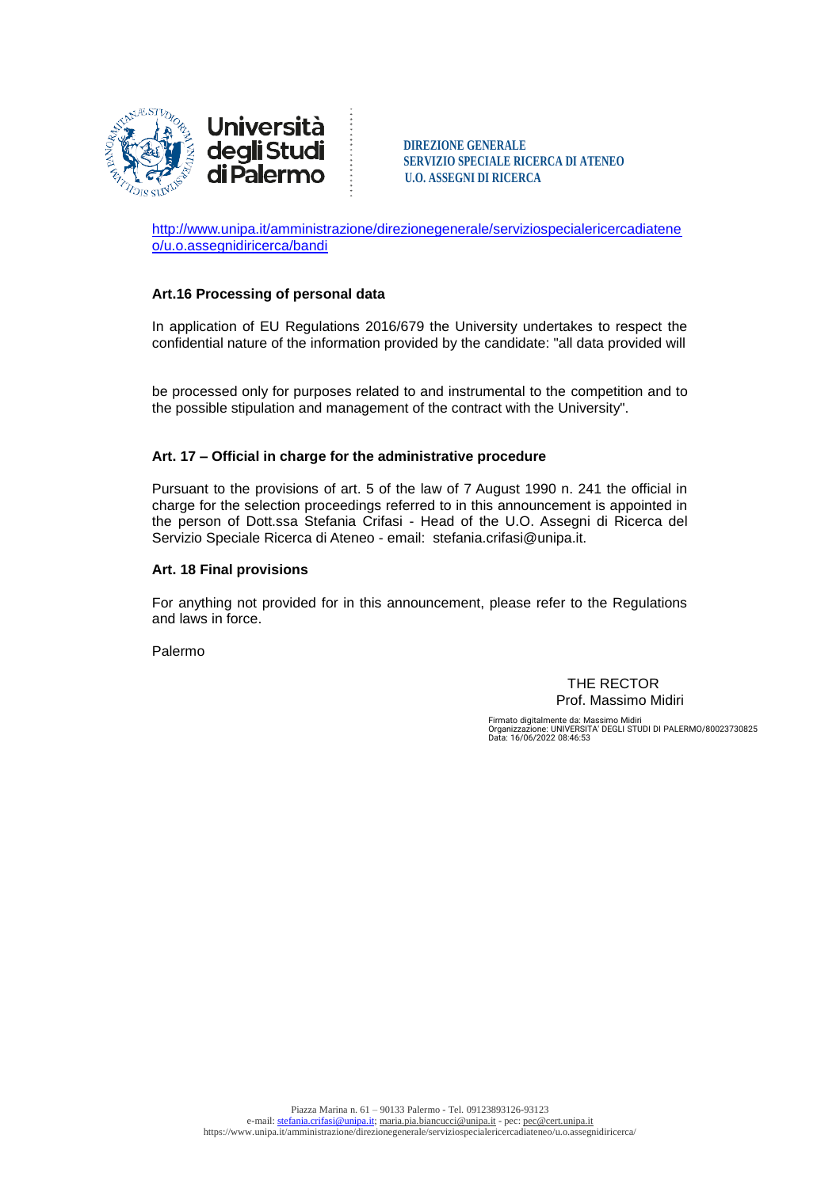http://www.unipa.it/amministrazione/direzionegenerale/serviziospecialericercadiateneo/u.o.assegnidiricerca/bandi

### Art.16 Processing of personal data

In application of EU Regulations 2016/679 the University undertakes to respect the confidential nature of the information provided by the candidate: "all data provided will be processed only for purposes related to and instrumental to the competition and to the possible stipulation and management of the contract with the University".

### Art. 17 – Official in charge for the administrative procedure

Pursuant to the provisions of art. 5 of the law of 7 August 1990 n. 241 the official in charge for the selection proceedings referred to in this announcement is appointed in the person of Dott.ssa Stefania Crifasi - Head of the U.O. Assegni di Ricerca del Servizio Speciale Ricerca di Ateneo - email: stefania.crifasi@unipa.it.

### Art. 18 Final provisions

For anything not provided for in this announcement, please refer to the Regulations and laws in force.

Palermo

THE RECTOR
Prof. Massimo Midiri

Firmato digitalmente da: Massimo Midiri
Organizzazione: UNIVERSITA' DEGLI STUDI DI PALERMO/80023730825
Data: 16/06/2022 08:46:53